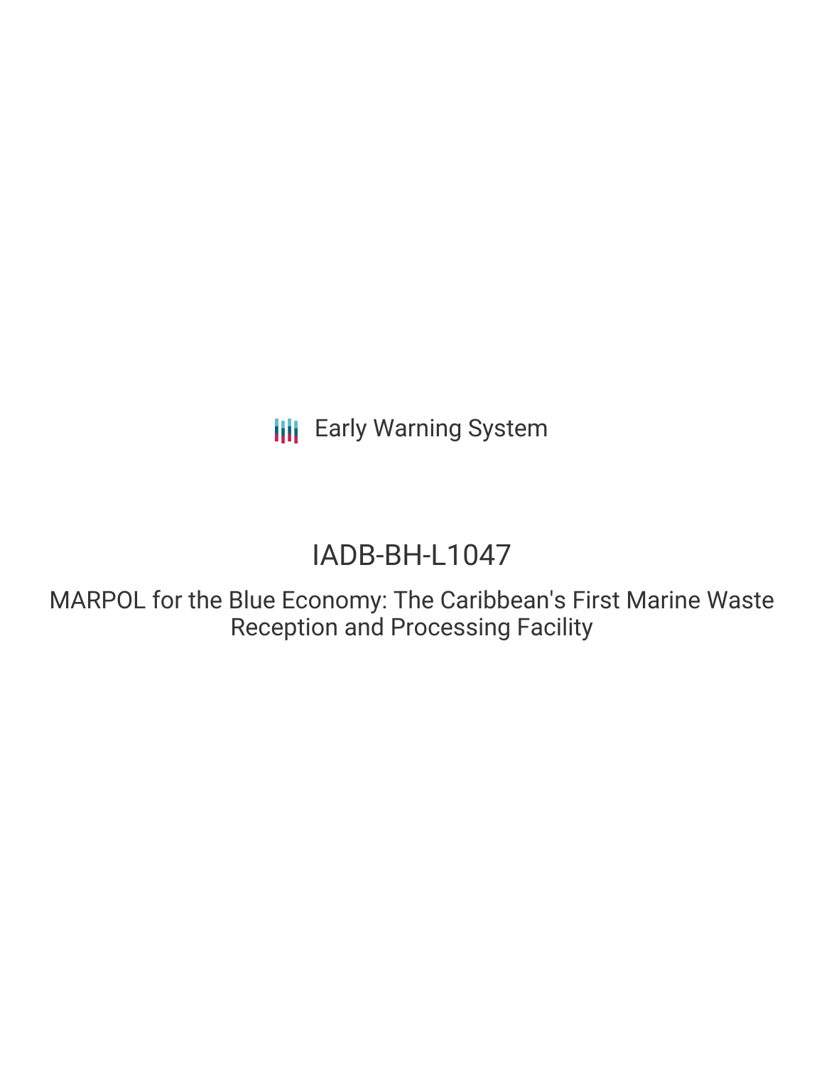Early Warning System

# IADB-BH-L1047

## MARPOL for the Blue Economy: The Caribbean's First Marine Waste Reception and Processing Facility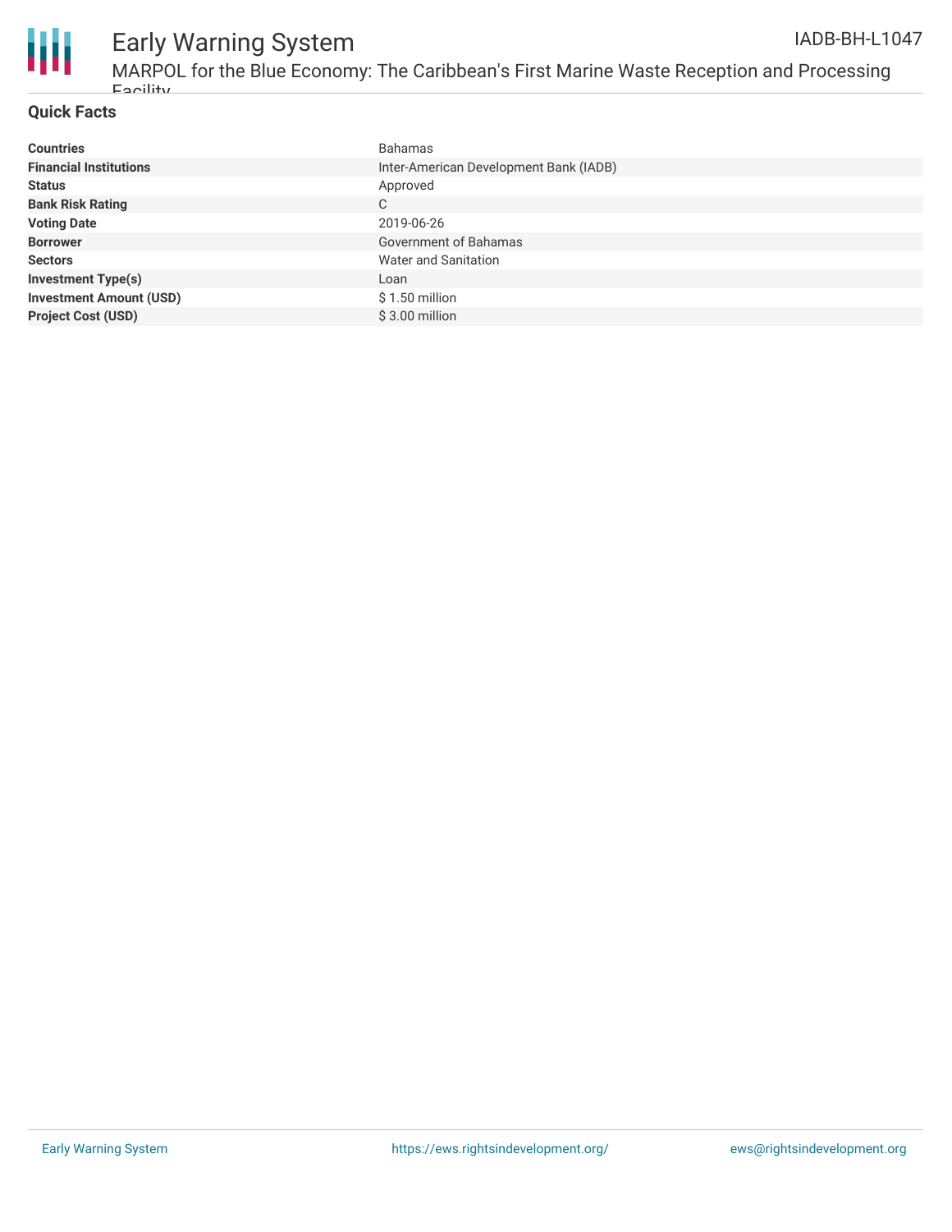## Quick Facts

| | |
|---|---|
| **Countries** | Bahamas |
| **Financial Institutions** | Inter-American Development Bank (IADB) |
| **Status** | Approved |
| **Bank Risk Rating** | C |
| **Voting Date** | 2019-06-26 |
| **Borrower** | Government of Bahamas |
| **Sectors** | Water and Sanitation |
| **Investment Type(s)** | Loan |
| **Investment Amount (USD)** | $ 1.50 million |
| **Project Cost (USD)** | $ 3.00 million |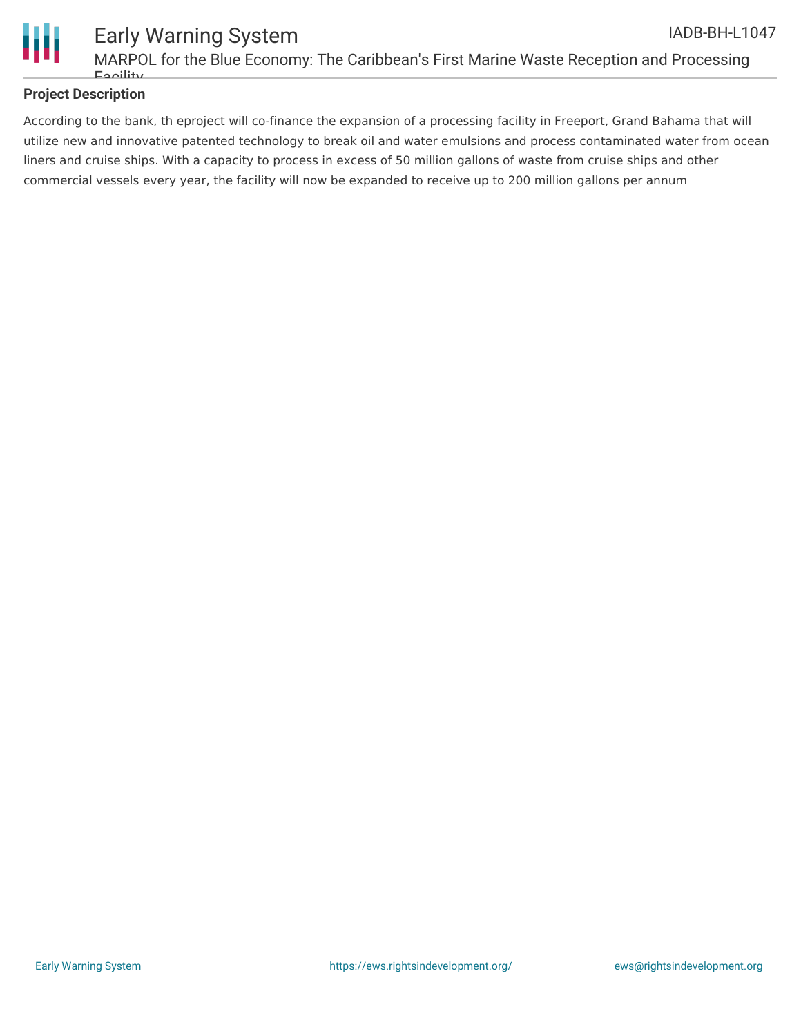### Project Description

According to the bank, th eproject will co-finance the expansion of a processing facility in Freeport, Grand Bahama that will utilize new and innovative patented technology to break oil and water emulsions and process contaminated water from ocean liners and cruise ships. With a capacity to process in excess of 50 million gallons of waste from cruise ships and other commercial vessels every year, the facility will now be expanded to receive up to 200 million gallons per annum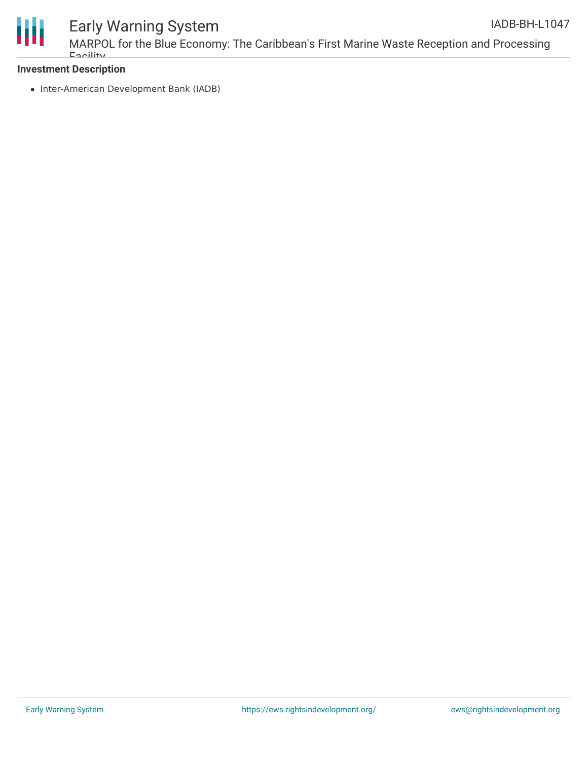**Investment Description**

- Inter-American Development Bank (IADB)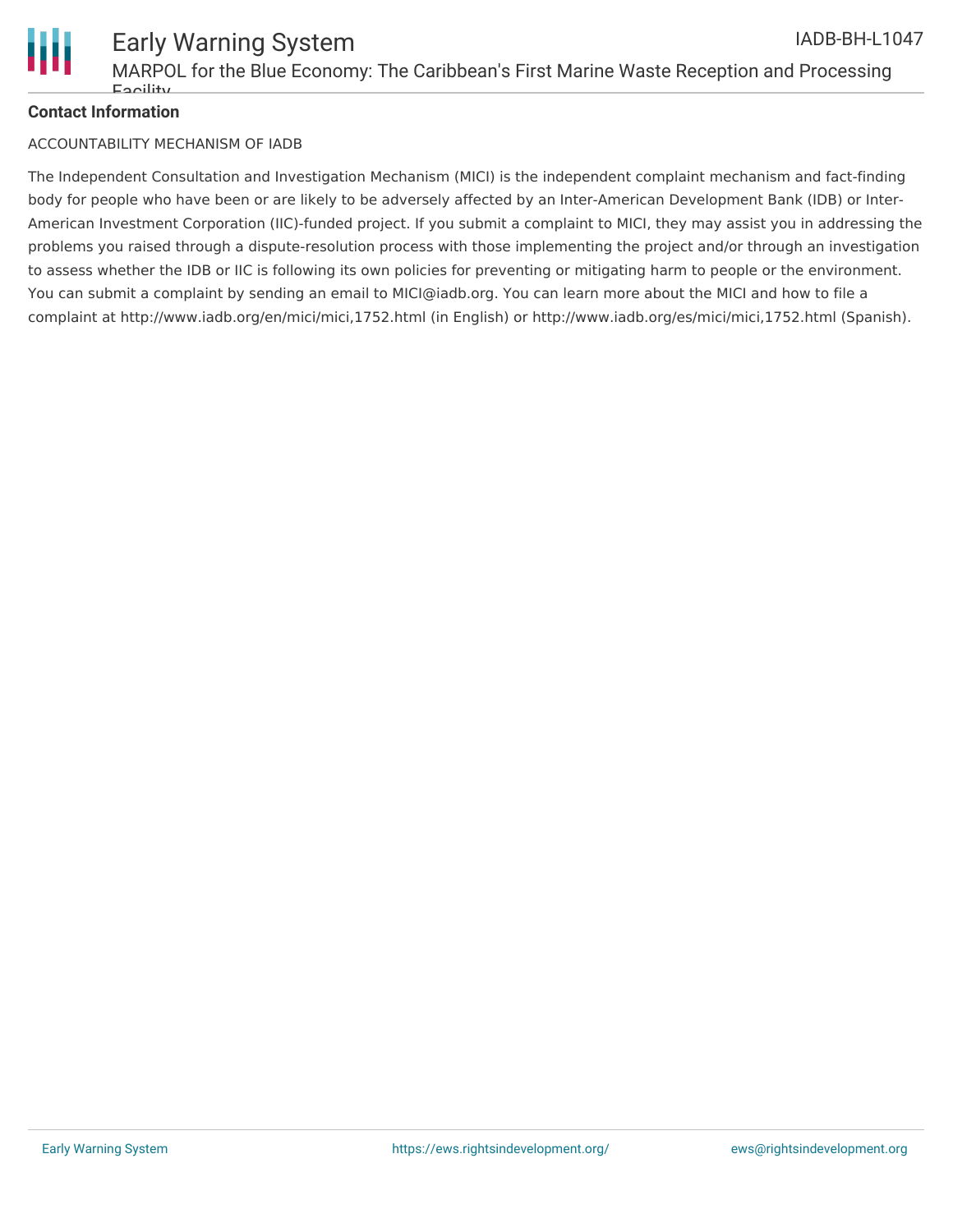**Contact Information**

ACCOUNTABILITY MECHANISM OF IADB

The Independent Consultation and Investigation Mechanism (MICI) is the independent complaint mechanism and fact-finding body for people who have been or are likely to be adversely affected by an Inter-American Development Bank (IDB) or Inter-American Investment Corporation (IIC)-funded project. If you submit a complaint to MICI, they may assist you in addressing the problems you raised through a dispute-resolution process with those implementing the project and/or through an investigation to assess whether the IDB or IIC is following its own policies for preventing or mitigating harm to people or the environment. You can submit a complaint by sending an email to MICI@iadb.org. You can learn more about the MICI and how to file a complaint at http://www.iadb.org/en/mici/mici,1752.html (in English) or http://www.iadb.org/es/mici/mici,1752.html (Spanish).